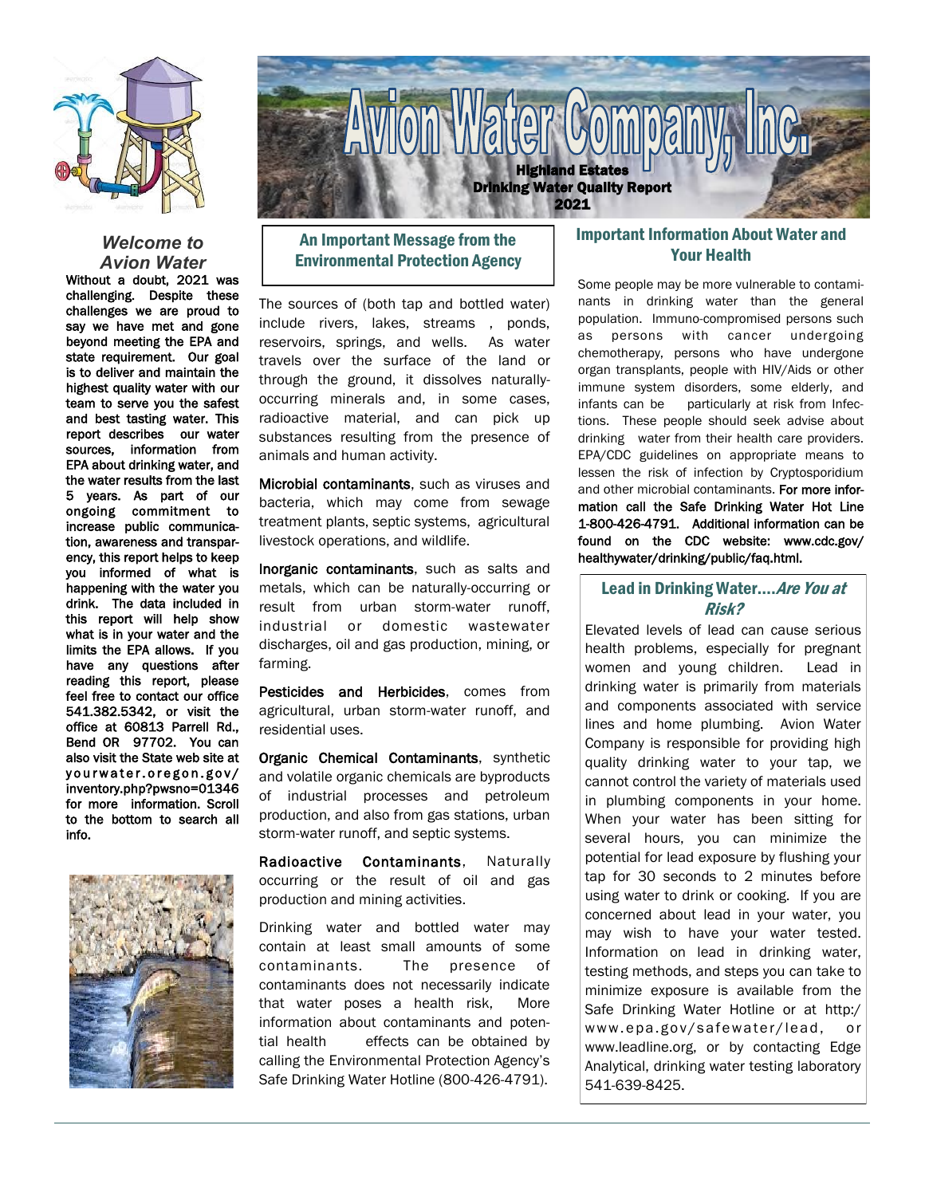# Avion Water Company, Inc.

**Highland Estates**
**Drinking Water Quality Report**
**2021**

## *Welcome to Avion Water*

**Without a doubt, 2021 was challenging. Despite these challenges we are proud to say we have met and gone beyond meeting the EPA and state requirement. Our goal is to deliver and maintain the highest quality water with our team to serve you the safest and best tasting water. This report describes our water sources, information from EPA about drinking water, and the water results from the last 5 years. As part of our ongoing commitment to increase public communication, awareness and transparency, this report helps to keep you informed of what is happening with the water you drink. The data included in this report will help show what is in your water and the limits the EPA allows. If you have any questions after reading this report, please feel free to contact our office 541.382.5342, or visit the office at 60813 Parrell Rd., Bend OR 97702. You can also visit the State web site at yourwater.oregon.gov/inventory.php?pwsno=01346 for more information. Scroll to the bottom to search all info.**

## An Important Message from the Environmental Protection Agency

The sources of (both tap and bottled water) include rivers, lakes, streams , ponds, reservoirs, springs, and wells. As water travels over the surface of the land or through the ground, it dissolves naturally-occurring minerals and, in some cases, radioactive material, and can pick up substances resulting from the presence of animals and human activity.

**Microbial contaminants**, such as viruses and bacteria, which may come from sewage treatment plants, septic systems, agricultural livestock operations, and wildlife.

**Inorganic contaminants**, such as salts and metals, which can be naturally-occurring or result from urban storm-water runoff, industrial or domestic wastewater discharges, oil and gas production, mining, or farming.

**Pesticides and Herbicides**, comes from agricultural, urban storm-water runoff, and residential uses.

**Organic Chemical Contaminants**, synthetic and volatile organic chemicals are byproducts of industrial processes and petroleum production, and also from gas stations, urban storm-water runoff, and septic systems.

**Radioactive Contaminants**, Naturally occurring or the result of oil and gas production and mining activities.

Drinking water and bottled water may contain at least small amounts of some contaminants. The presence of contaminants does not necessarily indicate that water poses a health risk, More information about contaminants and potential health effects can be obtained by calling the Environmental Protection Agency's Safe Drinking Water Hotline (800-426-4791).

## Important Information About Water and Your Health

Some people may be more vulnerable to contaminants in drinking water than the general population. Immuno-compromised persons such as persons with cancer undergoing chemotherapy, persons who have undergone organ transplants, people with HIV/Aids or other immune system disorders, some elderly, and infants can be particularly at risk from Infections. These people should seek advise about drinking water from their health care providers. EPA/CDC guidelines on appropriate means to lessen the risk of infection by Cryptosporidium and other microbial contaminants. **For more information call the Safe Drinking Water Hot Line 1-800-426-4791. Additional information can be found on the CDC website: www.cdc.gov/healthywater/drinking/public/faq.html.**

## Lead in Drinking Water....*Are You at Risk?*

Elevated levels of lead can cause serious health problems, especially for pregnant women and young children. Lead in drinking water is primarily from materials and components associated with service lines and home plumbing. Avion Water Company is responsible for providing high quality drinking water to your tap, we cannot control the variety of materials used in plumbing components in your home. When your water has been sitting for several hours, you can minimize the potential for lead exposure by flushing your tap for 30 seconds to 2 minutes before using water to drink or cooking. If you are concerned about lead in your water, you may wish to have your water tested. Information on lead in drinking water, testing methods, and steps you can take to minimize exposure is available from the Safe Drinking Water Hotline or at http:/www.epa.gov/safewater/lead, or www.leadline.org, or by contacting Edge Analytical, drinking water testing laboratory 541-639-8425.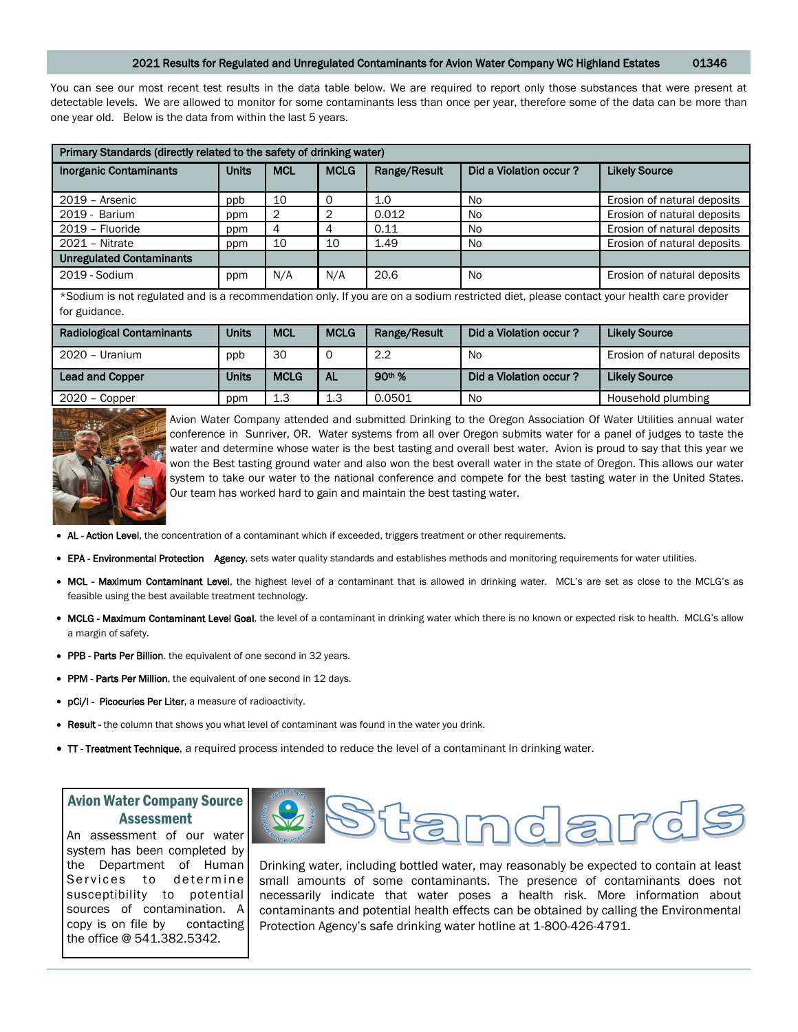## 2021 Results for Regulated and Unregulated Contaminants for Avion Water Company WC Highland Estates 01346

You can see our most recent test results in the data table below. We are required to report only those substances that were present at detectable levels. We are allowed to monitor for some contaminants less than once per year, therefore some of the data can be more than one year old. Below is the data from within the last 5 years.

| Primary Standards (directly related to the safety of drinking water) | | | | | | |
|---|---|---|---|---|---|---|
| **Inorganic Contaminants** | **Units** | **MCL** | **MCLG** | **Range/Result** | **Did a Violation occur ?** | **Likely Source** |
| 2019 – Arsenic | ppb | 10 | 0 | 1.0 | No | Erosion of natural deposits |
| 2019 - Barium | ppm | 2 | 2 | 0.012 | No | Erosion of natural deposits |
| 2019 – Fluoride | ppm | 4 | 4 | 0.11 | No | Erosion of natural deposits |
| 2021 – Nitrate | ppm | 10 | 10 | 1.49 | No | Erosion of natural deposits |
| **Unregulated Contaminants** | | | | | | |
| 2019 - Sodium | ppm | N/A | N/A | 20.6 | No | Erosion of natural deposits |
| *Sodium is not regulated and is a recommendation only. If you are on a sodium restricted diet, please contact your health care provider for guidance. | | | | | | |
| **Radiological Contaminants** | **Units** | **MCL** | **MCLG** | **Range/Result** | **Did a Violation occur ?** | **Likely Source** |
| 2020 – Uranium | ppb | 30 | 0 | 2.2 | No | Erosion of natural deposits |
| **Lead and Copper** | **Units** | **MCLG** | **AL** | **90th %** | **Did a Violation occur ?** | **Likely Source** |
| 2020 – Copper | ppm | 1.3 | 1.3 | 0.0501 | No | Household plumbing |

Avion Water Company attended and submitted Drinking to the Oregon Association Of Water Utilities annual water conference in Sunriver, OR. Water systems from all over Oregon submits water for a panel of judges to taste the water and determine whose water is the best tasting and overall best water. Avion is proud to say that this year we won the Best tasting ground water and also won the best overall water in the state of Oregon. This allows our water system to take our water to the national conference and compete for the best tasting water in the United States. Our team has worked hard to gain and maintain the best tasting water.

- **AL - Action Level**, the concentration of a contaminant which if exceeded, triggers treatment or other requirements.
- **EPA - Environmental Protection Agency**, sets water quality standards and establishes methods and monitoring requirements for water utilities.
- **MCL - Maximum Contaminant Level**, the highest level of a contaminant that is allowed in drinking water. MCL's are set as close to the MCLG's as feasible using the best available treatment technology.
- **MCLG - Maximum Contaminant Level Goal**, the level of a contaminant in drinking water which there is no known or expected risk to health. MCLG's allow a margin of safety.
- **PPB - Parts Per Billion**. the equivalent of one second in 32 years.
- **PPM - Parts Per Million**, the equivalent of one second in 12 days.
- **pCi/l - Picocuries Per Liter**, a measure of radioactivity.
- **Result** - the column that shows you what level of contaminant was found in the water you drink.
- **TT - Treatment Technique**, a required process intended to reduce the level of a contaminant In drinking water.

### Avion Water Company Source Assessment

An assessment of our water system has been completed by the Department of Human Services to determine susceptibility to potential sources of contamination. A copy is on file by contacting the office @ 541.382.5342.

### Standards

Drinking water, including bottled water, may reasonably be expected to contain at least small amounts of some contaminants. The presence of contaminants does not necessarily indicate that water poses a health risk. More information about contaminants and potential health effects can be obtained by calling the Environmental Protection Agency's safe drinking water hotline at 1-800-426-4791.